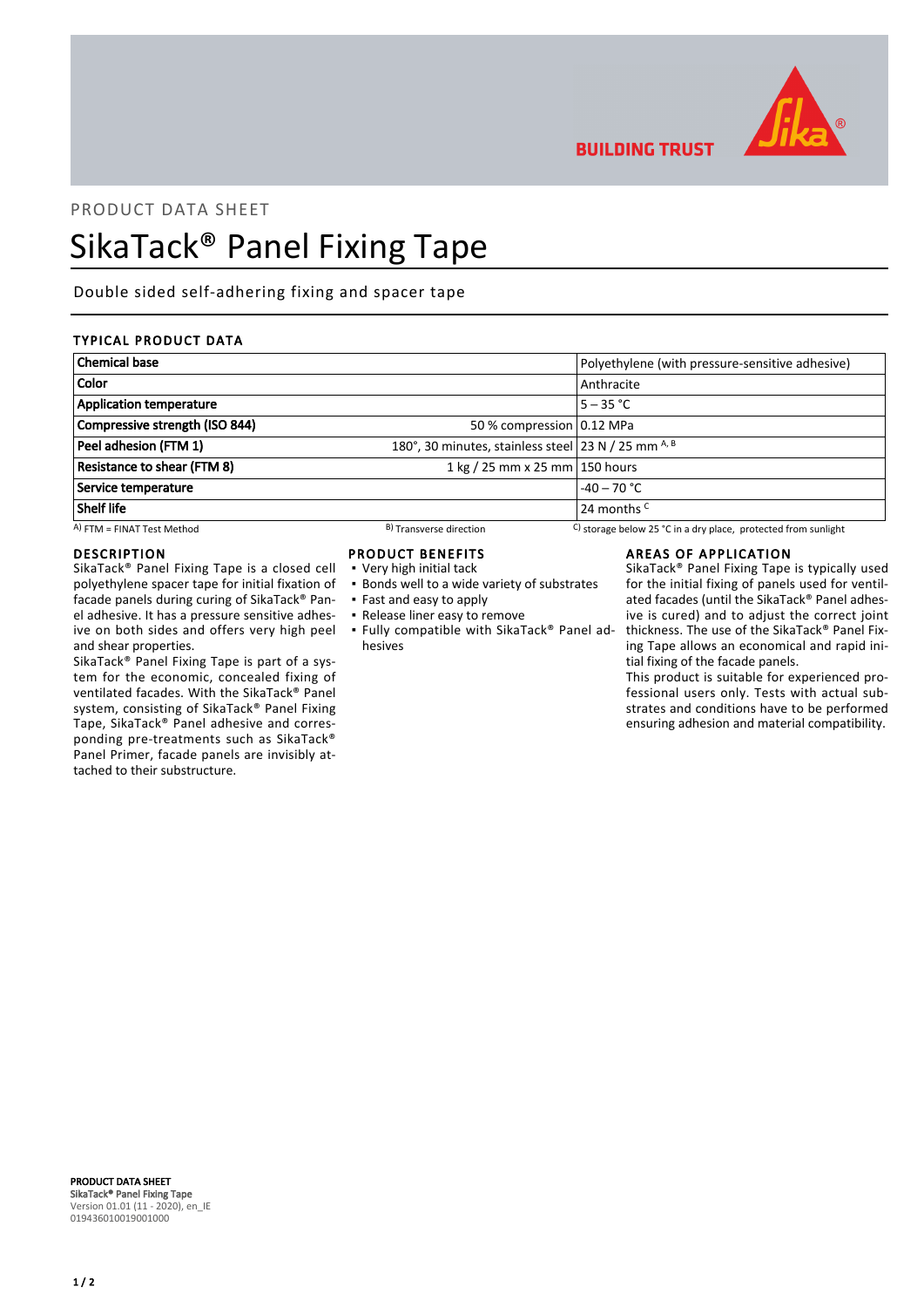PRODUCT DATA SHEET

# SikaTack® Panel Fixing Tape

Double sided self-adhering fixing and spacer tape

## TYPICAL PRODUCT DATA

| Property | Condition | Value |
|---|---|---|
| **Chemical base** | | Polyethylene (with pressure-sensitive adhesive) |
| **Color** | | Anthracite |
| **Application temperature** | | 5 – 35 °C |
| **Compressive strength (ISO 844)** | 50 % compression | 0.12 MPa |
| **Peel adhesion (FTM 1)** | 180°, 30 minutes, stainless steel | 23 N / 25 mm [A, B] |
| **Resistance to shear (FTM 8)** | 1 kg / 25 mm x 25 mm | 150 hours |
| **Service temperature** | | -40 – 70 °C |
| **Shelf life** | | 24 months [C] |

[A] FTM = FINAT Test Method
[B] Transverse direction
[C] storage below 25 °C in a dry place, protected from sunlight

## DESCRIPTION

SikaTack® Panel Fixing Tape is a closed cell polyethylene spacer tape for initial fixation of facade panels during curing of SikaTack® Panel adhesive. It has a pressure sensitive adhesive on both sides and offers very high peel and shear properties.

SikaTack® Panel Fixing Tape is part of a system for the economic, concealed fixing of ventilated facades. With the SikaTack® Panel system, consisting of SikaTack® Panel Fixing Tape, SikaTack® Panel adhesive and corresponding pre-treatments such as SikaTack® Panel Primer, facade panels are invisibly attached to their substructure.

## PRODUCT BENEFITS

- Very high initial tack
- Bonds well to a wide variety of substrates
- Fast and easy to apply
- Release liner easy to remove
- Fully compatible with SikaTack® Panel adhesives

## AREAS OF APPLICATION

SikaTack® Panel Fixing Tape is typically used for the initial fixing of panels used for ventilated facades (until the SikaTack® Panel adhesive is cured) and to adjust the correct joint thickness. The use of the SikaTack® Panel Fixing Tape allows an economical and rapid initial fixing of the facade panels.

This product is suitable for experienced professional users only. Tests with actual substrates and conditions have to be performed ensuring adhesion and material compatibility.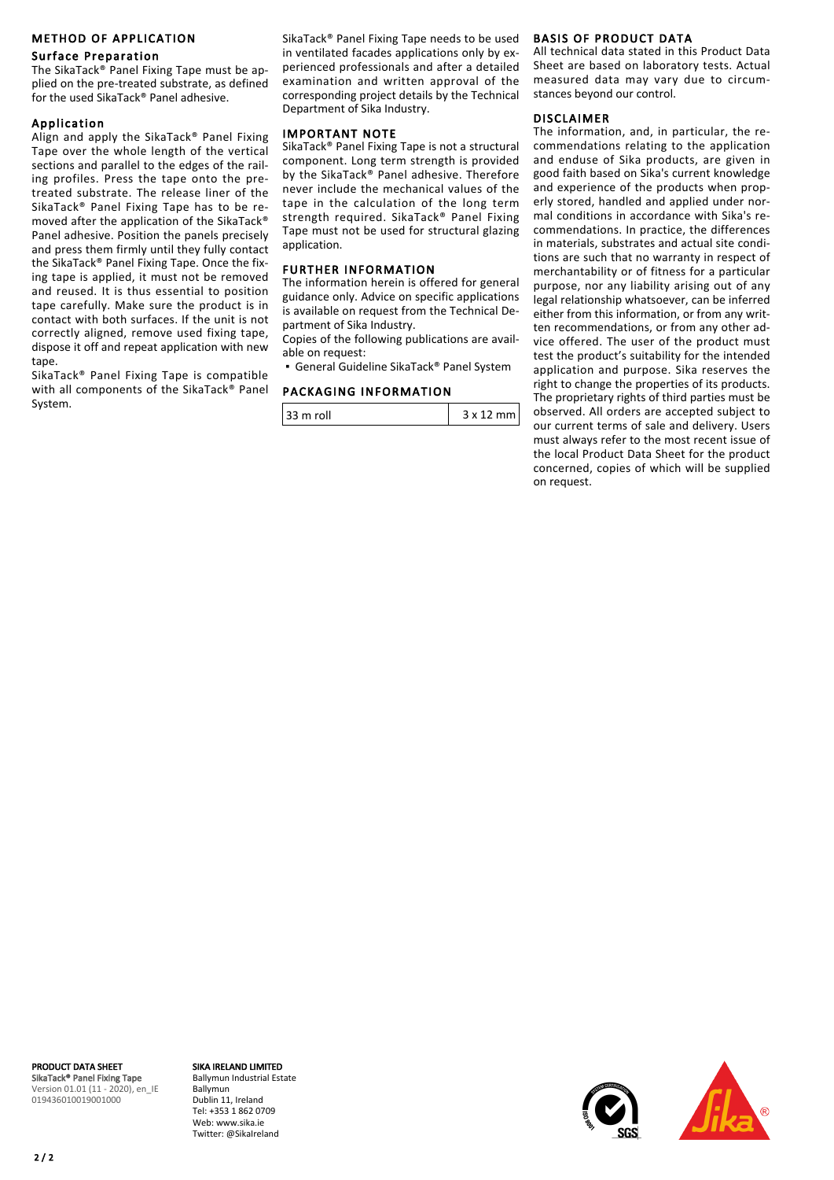## METHOD OF APPLICATION

### Surface Preparation

The SikaTack® Panel Fixing Tape must be applied on the pre-treated substrate, as defined for the used SikaTack® Panel adhesive.

### Application

Align and apply the SikaTack® Panel Fixing Tape over the whole length of the vertical sections and parallel to the edges of the railing profiles. Press the tape onto the pretreated substrate. The release liner of the SikaTack® Panel Fixing Tape has to be removed after the application of the SikaTack® Panel adhesive. Position the panels precisely and press them firmly until they fully contact the SikaTack® Panel Fixing Tape. Once the fixing tape is applied, it must not be removed and reused. It is thus essential to position tape carefully. Make sure the product is in contact with both surfaces. If the unit is not correctly aligned, remove used fixing tape, dispose it off and repeat application with new tape.

SikaTack® Panel Fixing Tape is compatible with all components of the SikaTack® Panel System.

SikaTack® Panel Fixing Tape needs to be used in ventilated facades applications only by experienced professionals and after a detailed examination and written approval of the corresponding project details by the Technical Department of Sika Industry.

## IMPORTANT NOTE

SikaTack® Panel Fixing Tape is not a structural component. Long term strength is provided by the SikaTack® Panel adhesive. Therefore never include the mechanical values of the tape in the calculation of the long term strength required. SikaTack® Panel Fixing Tape must not be used for structural glazing application.

## FURTHER INFORMATION

The information herein is offered for general guidance only. Advice on specific applications is available on request from the Technical Department of Sika Industry.

Copies of the following publications are available on request:

- General Guideline SikaTack® Panel System

## PACKAGING INFORMATION

| | |
|---|---|
| 33 m roll | 3 x 12 mm |

## BASIS OF PRODUCT DATA

All technical data stated in this Product Data Sheet are based on laboratory tests. Actual measured data may vary due to circumstances beyond our control.

## DISCLAIMER

The information, and, in particular, the recommendations relating to the application and enduse of Sika products, are given in good faith based on Sika's current knowledge and experience of the products when properly stored, handled and applied under normal conditions in accordance with Sika's recommendations. In practice, the differences in materials, substrates and actual site conditions are such that no warranty in respect of merchantability or of fitness for a particular purpose, nor any liability arising out of any legal relationship whatsoever, can be inferred either from this information, or from any written recommendations, or from any other advice offered. The user of the product must test the product's suitability for the intended application and purpose. Sika reserves the right to change the properties of its products. The proprietary rights of third parties must be observed. All orders are accepted subject to our current terms of sale and delivery. Users must always refer to the most recent issue of the local Product Data Sheet for the product concerned, copies of which will be supplied on request.

**PRODUCT DATA SHEET**
**SikaTack® Panel Fixing Tape**
Version 01.01 (11 - 2020), en_IE
019436010019001000

**SIKA IRELAND LIMITED**
Ballymun Industrial Estate
Ballymun
Dublin 11, Ireland
Tel: +353 1 862 0709
Web: www.sika.ie
Twitter: @SikaIreland